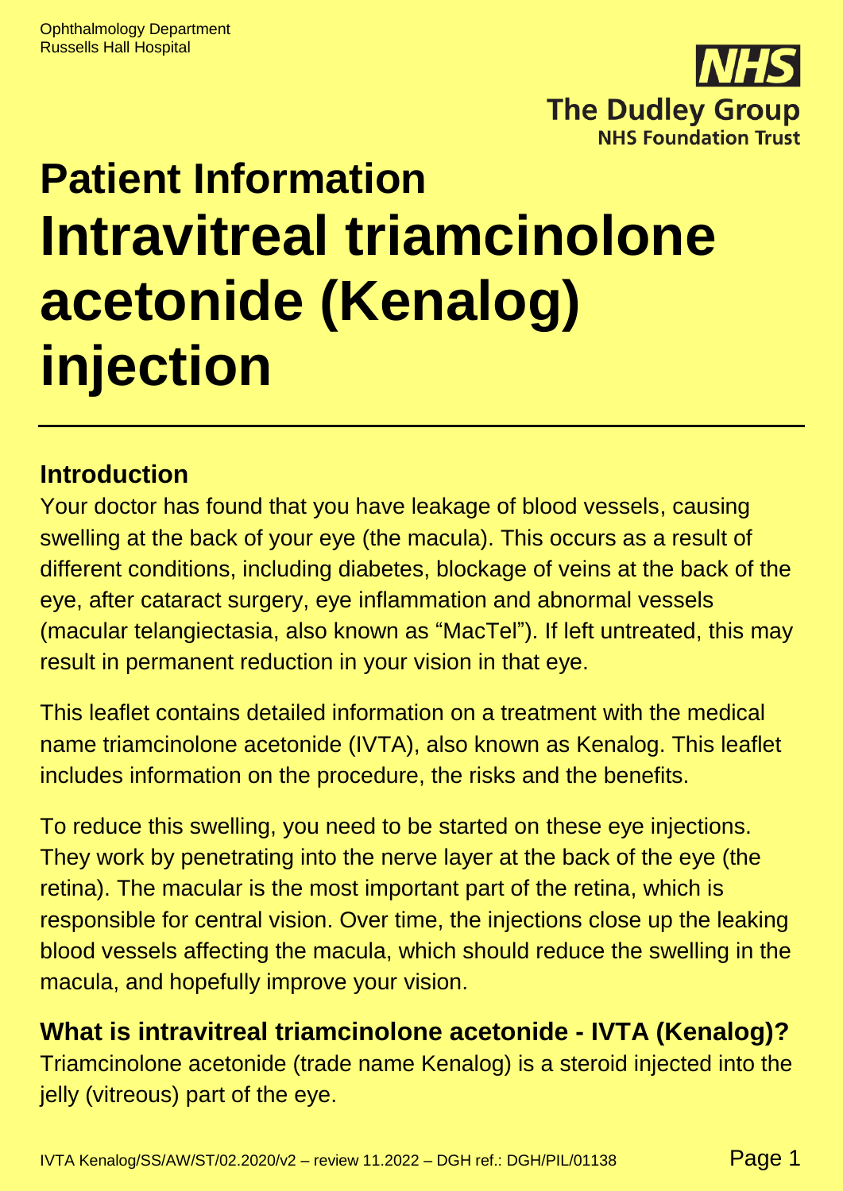Ophthalmology Department
Russells Hall Hospital

# Patient Information

# Intravitreal triamcinolone acetonide (Kenalog) injection

## Introduction

Your doctor has found that you have leakage of blood vessels, causing swelling at the back of your eye (the macula). This occurs as a result of different conditions, including diabetes, blockage of veins at the back of the eye, after cataract surgery, eye inflammation and abnormal vessels (macular telangiectasia, also known as "MacTel"). If left untreated, this may result in permanent reduction in your vision in that eye.

This leaflet contains detailed information on a treatment with the medical name triamcinolone acetonide (IVTA), also known as Kenalog. This leaflet includes information on the procedure, the risks and the benefits.

To reduce this swelling, you need to be started on these eye injections. They work by penetrating into the nerve layer at the back of the eye (the retina). The macular is the most important part of the retina, which is responsible for central vision. Over time, the injections close up the leaking blood vessels affecting the macula, which should reduce the swelling in the macula, and hopefully improve your vision.

## What is intravitreal triamcinolone acetonide - IVTA (Kenalog)?

Triamcinolone acetonide (trade name Kenalog) is a steroid injected into the jelly (vitreous) part of the eye.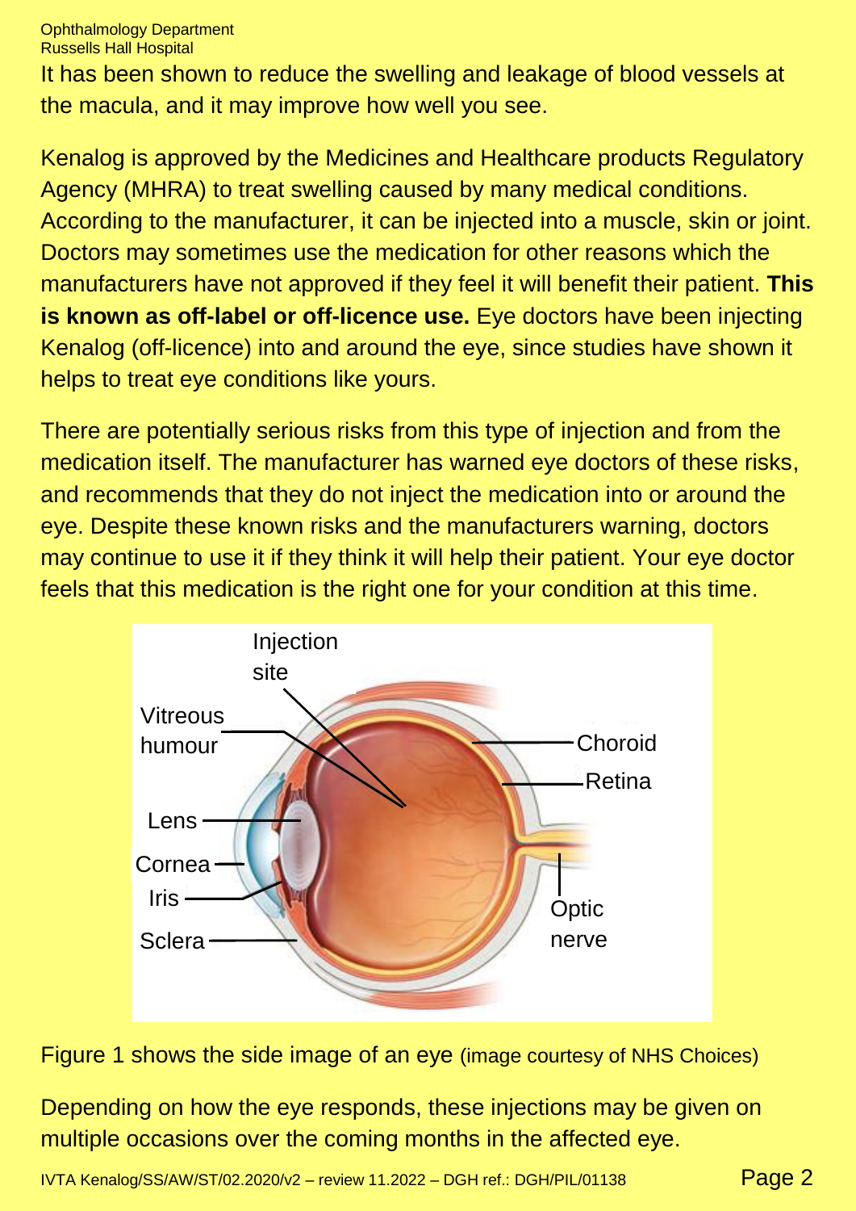It has been shown to reduce the swelling and leakage of blood vessels at the macula, and it may improve how well you see.

Kenalog is approved by the Medicines and Healthcare products Regulatory Agency (MHRA) to treat swelling caused by many medical conditions. According to the manufacturer, it can be injected into a muscle, skin or joint. Doctors may sometimes use the medication for other reasons which the manufacturers have not approved if they feel it will benefit their patient. **This is known as off-label or off-licence use.** Eye doctors have been injecting Kenalog (off-licence) into and around the eye, since studies have shown it helps to treat eye conditions like yours.

There are potentially serious risks from this type of injection and from the medication itself. The manufacturer has warned eye doctors of these risks, and recommends that they do not inject the medication into or around the eye. Despite these known risks and the manufacturers warning, doctors may continue to use it if they think it will help their patient. Your eye doctor feels that this medication is the right one for your condition at this time.

Figure 1 shows the side image of an eye (image courtesy of NHS Choices)

Depending on how the eye responds, these injections may be given on multiple occasions over the coming months in the affected eye.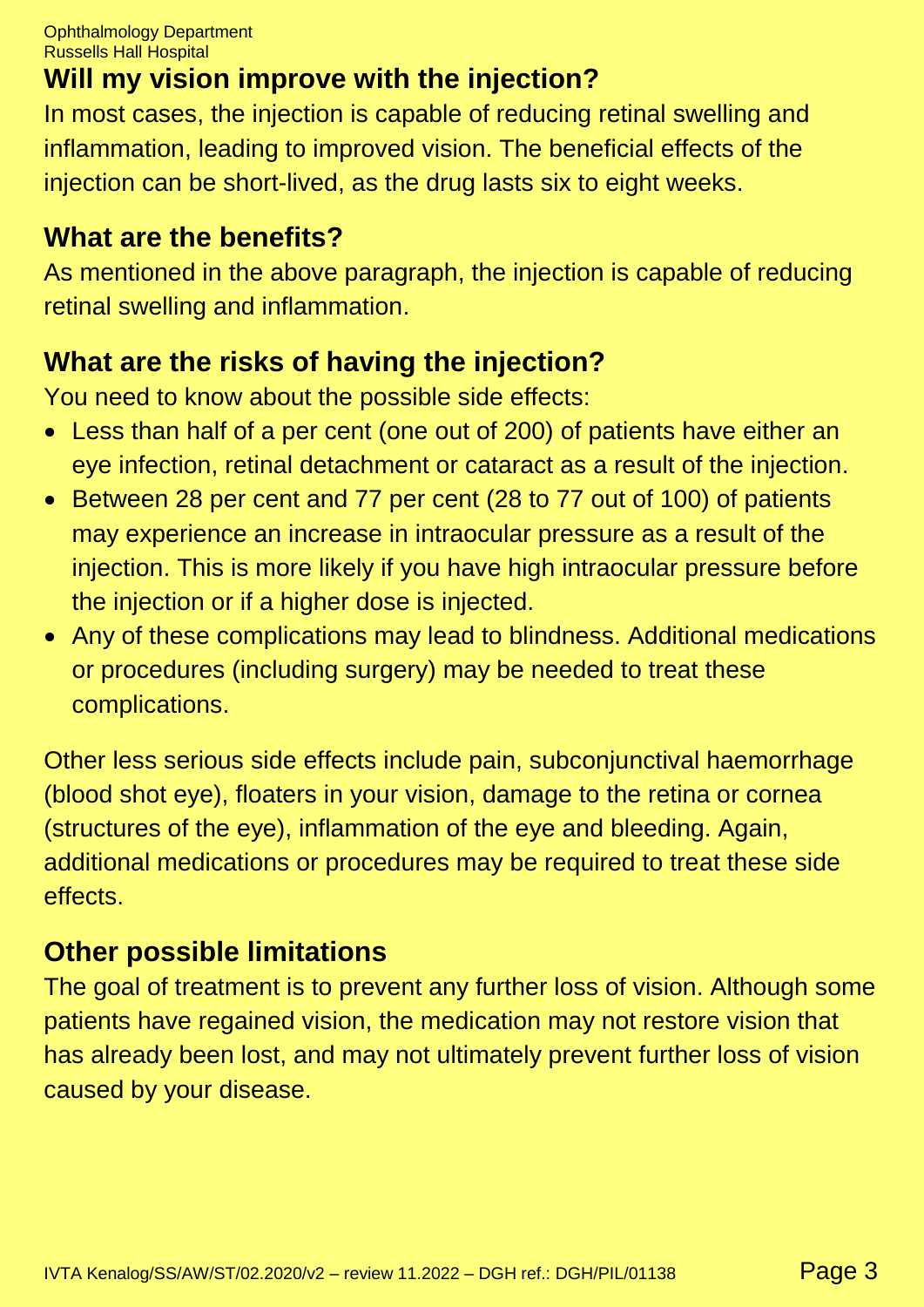## Will my vision improve with the injection?

In most cases, the injection is capable of reducing retinal swelling and inflammation, leading to improved vision. The beneficial effects of the injection can be short-lived, as the drug lasts six to eight weeks.

## What are the benefits?

As mentioned in the above paragraph, the injection is capable of reducing retinal swelling and inflammation.

## What are the risks of having the injection?

You need to know about the possible side effects:

- Less than half of a per cent (one out of 200) of patients have either an eye infection, retinal detachment or cataract as a result of the injection.
- Between 28 per cent and 77 per cent (28 to 77 out of 100) of patients may experience an increase in intraocular pressure as a result of the injection. This is more likely if you have high intraocular pressure before the injection or if a higher dose is injected.
- Any of these complications may lead to blindness. Additional medications or procedures (including surgery) may be needed to treat these complications.

Other less serious side effects include pain, subconjunctival haemorrhage (blood shot eye), floaters in your vision, damage to the retina or cornea (structures of the eye), inflammation of the eye and bleeding. Again, additional medications or procedures may be required to treat these side effects.

## Other possible limitations

The goal of treatment is to prevent any further loss of vision. Although some patients have regained vision, the medication may not restore vision that has already been lost, and may not ultimately prevent further loss of vision caused by your disease.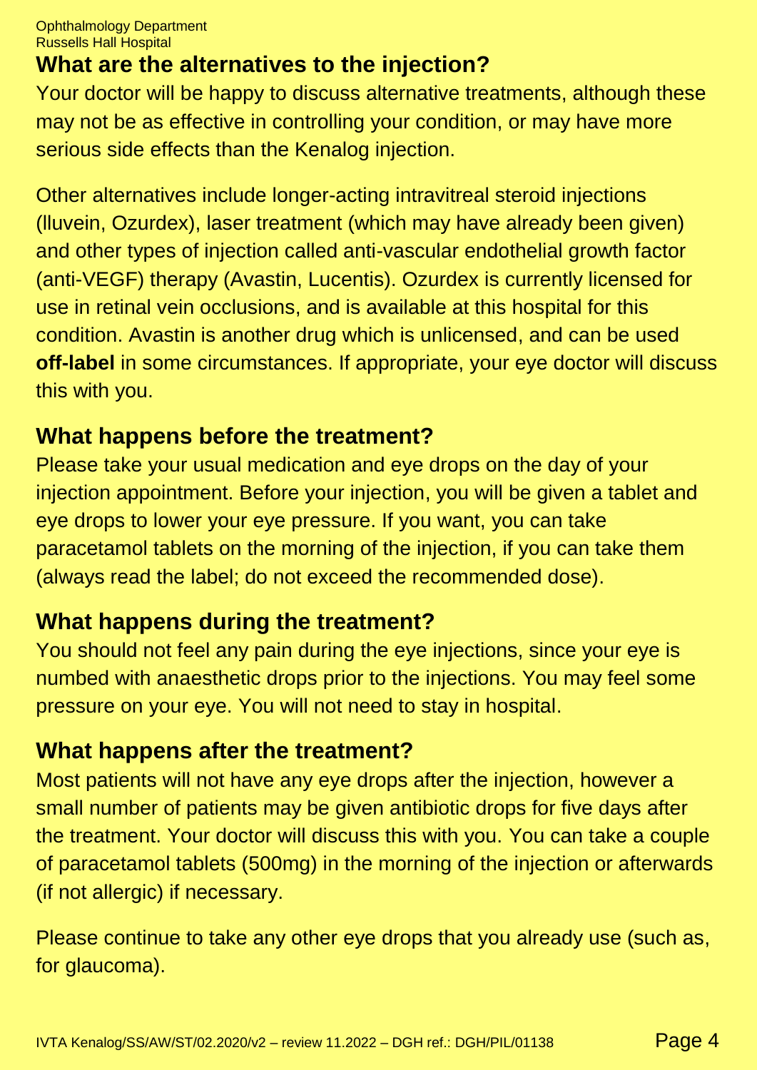## What are the alternatives to the injection?

Your doctor will be happy to discuss alternative treatments, although these may not be as effective in controlling your condition, or may have more serious side effects than the Kenalog injection.

Other alternatives include longer-acting intravitreal steroid injections (Iluvein, Ozurdex), laser treatment (which may have already been given) and other types of injection called anti-vascular endothelial growth factor (anti-VEGF) therapy (Avastin, Lucentis). Ozurdex is currently licensed for use in retinal vein occlusions, and is available at this hospital for this condition. Avastin is another drug which is unlicensed, and can be used **off-label** in some circumstances. If appropriate, your eye doctor will discuss this with you.

## What happens before the treatment?

Please take your usual medication and eye drops on the day of your injection appointment. Before your injection, you will be given a tablet and eye drops to lower your eye pressure. If you want, you can take paracetamol tablets on the morning of the injection, if you can take them (always read the label; do not exceed the recommended dose).

## What happens during the treatment?

You should not feel any pain during the eye injections, since your eye is numbed with anaesthetic drops prior to the injections. You may feel some pressure on your eye. You will not need to stay in hospital.

## What happens after the treatment?

Most patients will not have any eye drops after the injection, however a small number of patients may be given antibiotic drops for five days after the treatment. Your doctor will discuss this with you. You can take a couple of paracetamol tablets (500mg) in the morning of the injection or afterwards (if not allergic) if necessary.

Please continue to take any other eye drops that you already use (such as, for glaucoma).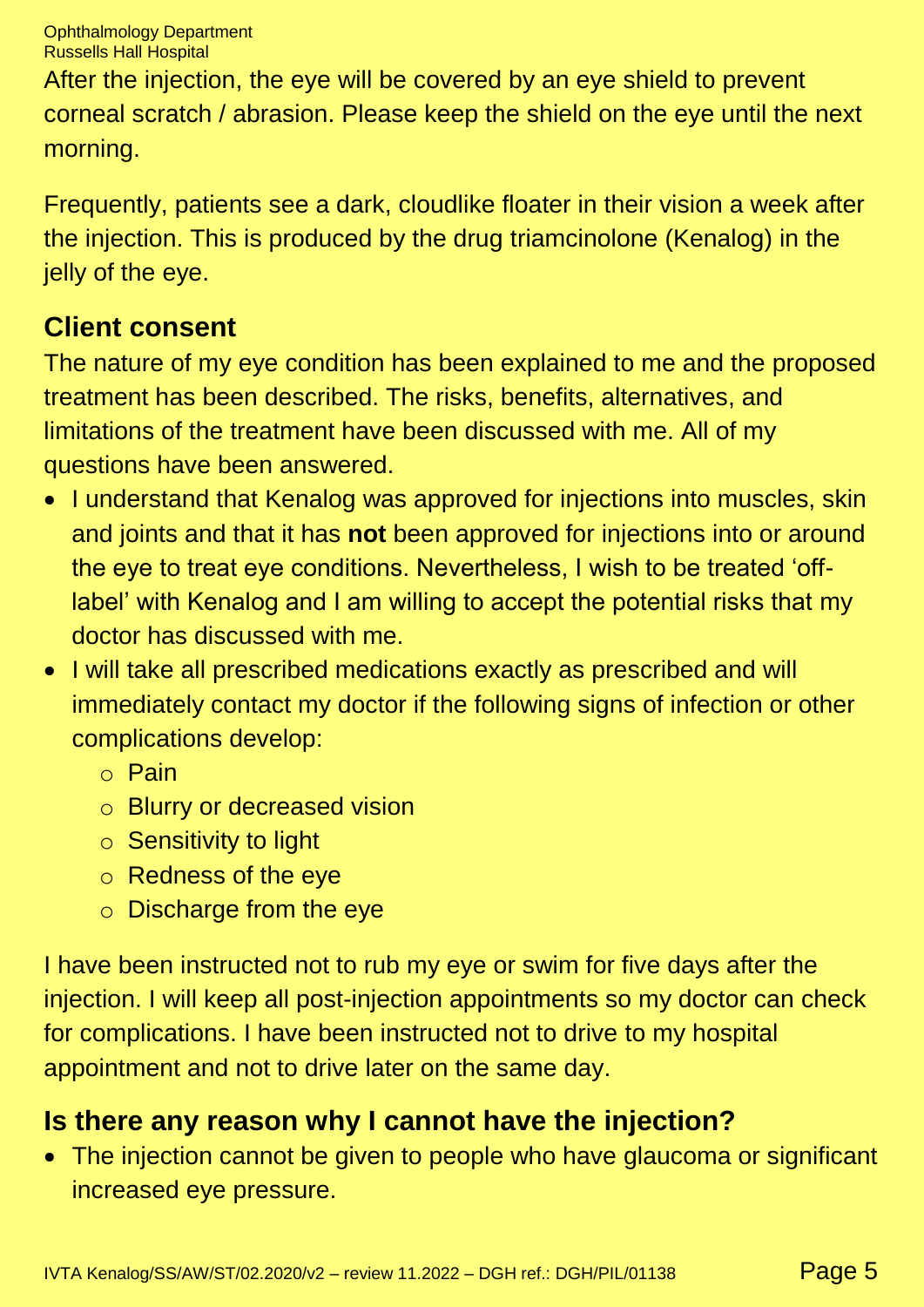After the injection, the eye will be covered by an eye shield to prevent corneal scratch / abrasion. Please keep the shield on the eye until the next morning.

Frequently, patients see a dark, cloudlike floater in their vision a week after the injection. This is produced by the drug triamcinolone (Kenalog) in the jelly of the eye.

## Client consent

The nature of my eye condition has been explained to me and the proposed treatment has been described. The risks, benefits, alternatives, and limitations of the treatment have been discussed with me. All of my questions have been answered.

- I understand that Kenalog was approved for injections into muscles, skin and joints and that it has **not** been approved for injections into or around the eye to treat eye conditions. Nevertheless, I wish to be treated 'off-label' with Kenalog and I am willing to accept the potential risks that my doctor has discussed with me.
- I will take all prescribed medications exactly as prescribed and will immediately contact my doctor if the following signs of infection or other complications develop:
  - Pain
  - Blurry or decreased vision
  - Sensitivity to light
  - Redness of the eye
  - Discharge from the eye

I have been instructed not to rub my eye or swim for five days after the injection. I will keep all post-injection appointments so my doctor can check for complications. I have been instructed not to drive to my hospital appointment and not to drive later on the same day.

## Is there any reason why I cannot have the injection?

- The injection cannot be given to people who have glaucoma or significant increased eye pressure.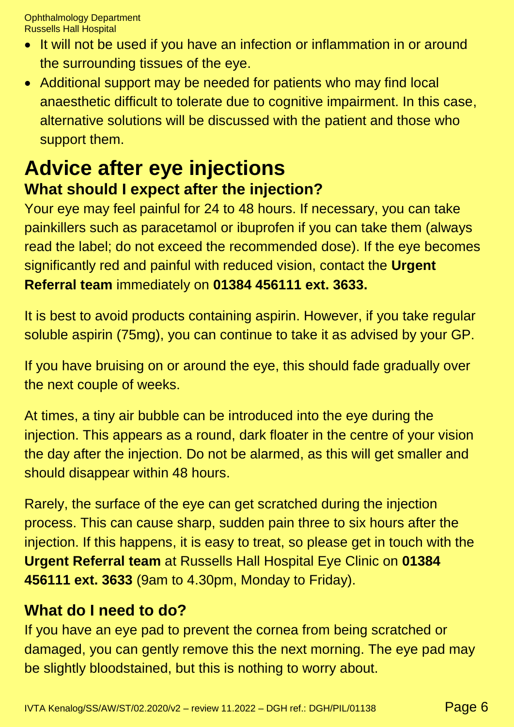- It will not be used if you have an infection or inflammation in or around the surrounding tissues of the eye.
- Additional support may be needed for patients who may find local anaesthetic difficult to tolerate due to cognitive impairment. In this case, alternative solutions will be discussed with the patient and those who support them.

# Advice after eye injections

## What should I expect after the injection?

Your eye may feel painful for 24 to 48 hours. If necessary, you can take painkillers such as paracetamol or ibuprofen if you can take them (always read the label; do not exceed the recommended dose). If the eye becomes significantly red and painful with reduced vision, contact the **Urgent Referral team** immediately on **01384 456111 ext. 3633.**

It is best to avoid products containing aspirin. However, if you take regular soluble aspirin (75mg), you can continue to take it as advised by your GP.

If you have bruising on or around the eye, this should fade gradually over the next couple of weeks.

At times, a tiny air bubble can be introduced into the eye during the injection. This appears as a round, dark floater in the centre of your vision the day after the injection. Do not be alarmed, as this will get smaller and should disappear within 48 hours.

Rarely, the surface of the eye can get scratched during the injection process. This can cause sharp, sudden pain three to six hours after the injection. If this happens, it is easy to treat, so please get in touch with the **Urgent Referral team** at Russells Hall Hospital Eye Clinic on **01384 456111 ext. 3633** (9am to 4.30pm, Monday to Friday).

## What do I need to do?

If you have an eye pad to prevent the cornea from being scratched or damaged, you can gently remove this the next morning. The eye pad may be slightly bloodstained, but this is nothing to worry about.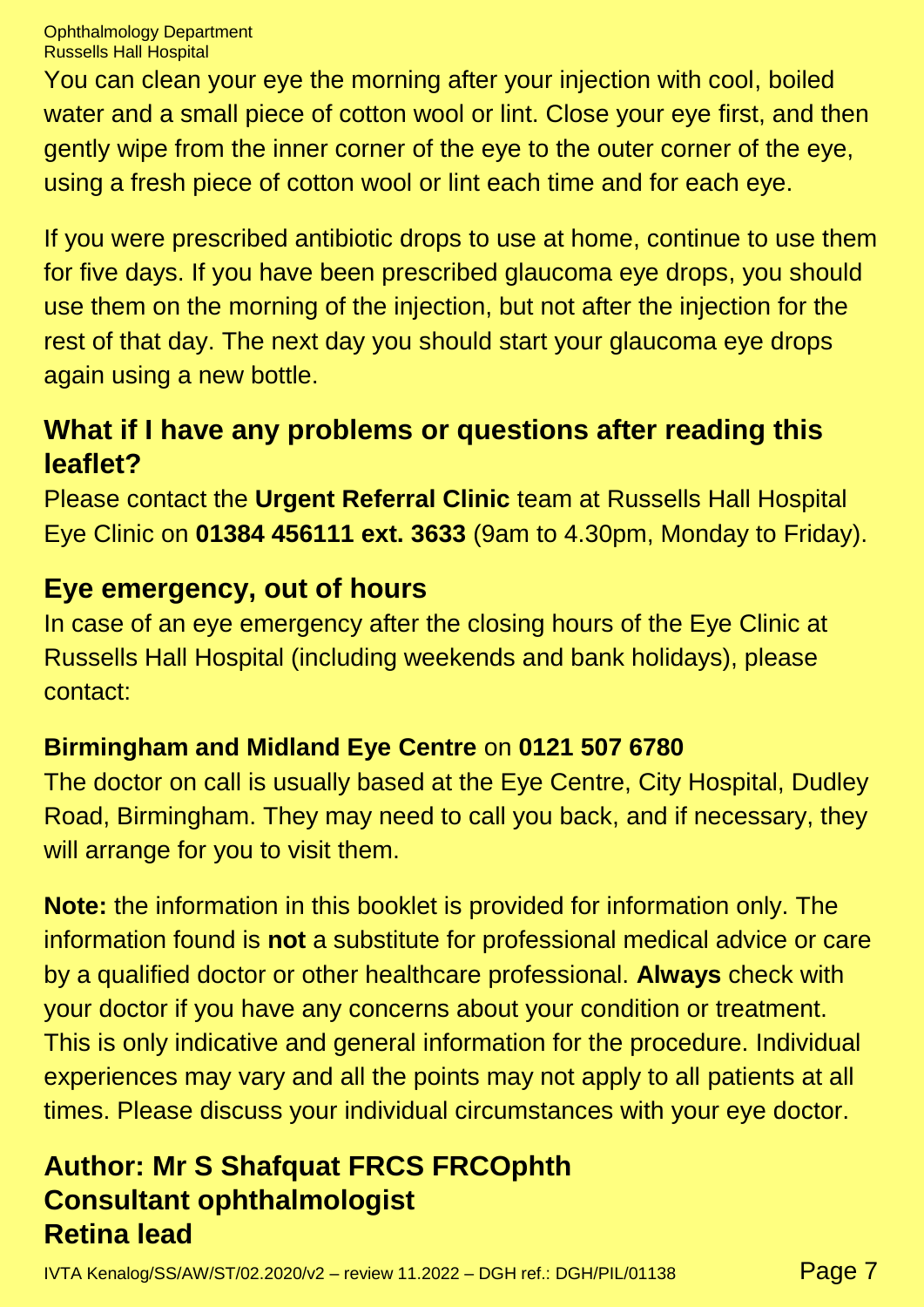You can clean your eye the morning after your injection with cool, boiled water and a small piece of cotton wool or lint. Close your eye first, and then gently wipe from the inner corner of the eye to the outer corner of the eye, using a fresh piece of cotton wool or lint each time and for each eye.

If you were prescribed antibiotic drops to use at home, continue to use them for five days. If you have been prescribed glaucoma eye drops, you should use them on the morning of the injection, but not after the injection for the rest of that day. The next day you should start your glaucoma eye drops again using a new bottle.

## What if I have any problems or questions after reading this leaflet?

Please contact the **Urgent Referral Clinic** team at Russells Hall Hospital Eye Clinic on **01384 456111 ext. 3633** (9am to 4.30pm, Monday to Friday).

## Eye emergency, out of hours

In case of an eye emergency after the closing hours of the Eye Clinic at Russells Hall Hospital (including weekends and bank holidays), please contact:

**Birmingham and Midland Eye Centre** on **0121 507 6780**
The doctor on call is usually based at the Eye Centre, City Hospital, Dudley Road, Birmingham. They may need to call you back, and if necessary, they will arrange for you to visit them.

**Note:** the information in this booklet is provided for information only. The information found is **not** a substitute for professional medical advice or care by a qualified doctor or other healthcare professional. **Always** check with your doctor if you have any concerns about your condition or treatment. This is only indicative and general information for the procedure. Individual experiences may vary and all the points may not apply to all patients at all times. Please discuss your individual circumstances with your eye doctor.

**Author: Mr S Shafquat FRCS FRCOphth**
**Consultant ophthalmologist**
**Retina lead**

IVTA Kenalog/SS/AW/ST/02.2020/v2 – review 11.2022 – DGH ref.: DGH/PIL/01138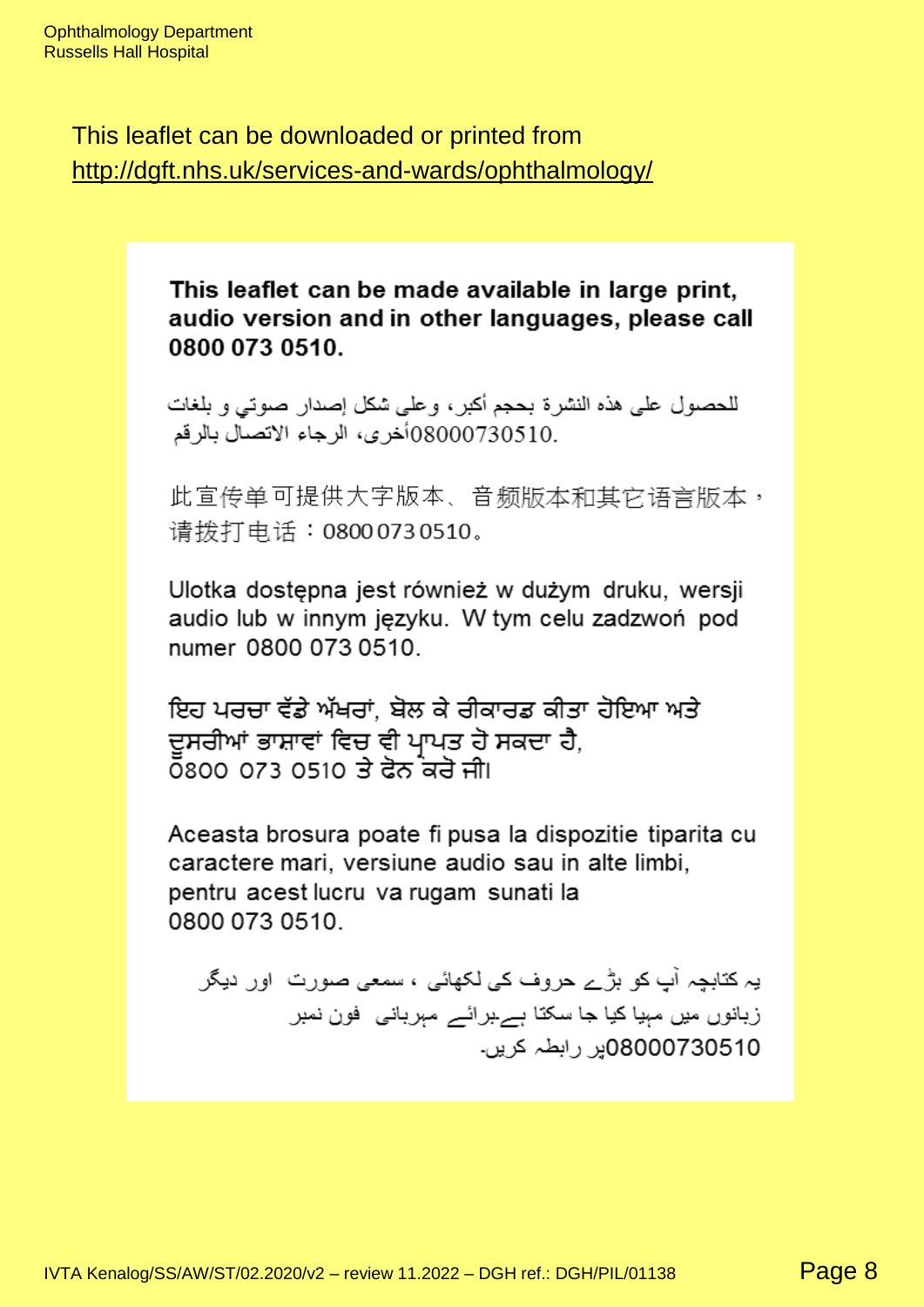Ophthalmology Department
Russells Hall Hospital

This leaflet can be downloaded or printed from
http://dgft.nhs.uk/services-and-wards/ophthalmology/

**This leaflet can be made available in large print, audio version and in other languages, please call 0800 073 0510.**

للحصول على هذه النشرة بحجم أكبر، وعلى شكل إصدار صوتي و بلغات أخرى، الرجاء الاتصال بالرقم 08000730510.

此宣传单可提供大字版本、音频版本和其它语言版本，请拨打电话：0800 073 0510。

Ulotka dostępna jest również w dużym druku, wersji audio lub w innym języku. W tym celu zadzwoń pod numer 0800 073 0510.

ਇਹ ਪਰਚਾ ਵੱਡੇ ਅੱਖਰਾਂ, ਬੋਲ ਕੇ ਰੀਕਾਰਡ ਕੀਤਾ ਹੋਇਆ ਅਤੇ ਦੂਸਰੀਆਂ ਭਾਸ਼ਾਵਾਂ ਵਿਚ ਵੀ ਪ੍ਰਾਪਤ ਹੋ ਸਕਦਾ ਹੈ, 0800 073 0510 ਤੇ ਫੋਨ ਕਰੋ ਜੀ।

Aceasta brosura poate fi pusa la dispozitie tiparita cu caractere mari, versiune audio sau in alte limbi, pentru acest lucru va rugam sunati la 0800 073 0510.

یہ کتابچہ آپ کو بڑے حروف کی لکھائی ، سمعی صورت اور دیگر زبانوں میں مہیا کیا جا سکتا ہے۔برائے مہربانی فون نمبر 08000730510پر رابطہ کریں۔

IVTA Kenalog/SS/AW/ST/02.2020/v2 – review 11.2022 – DGH ref.: DGH/PIL/01138